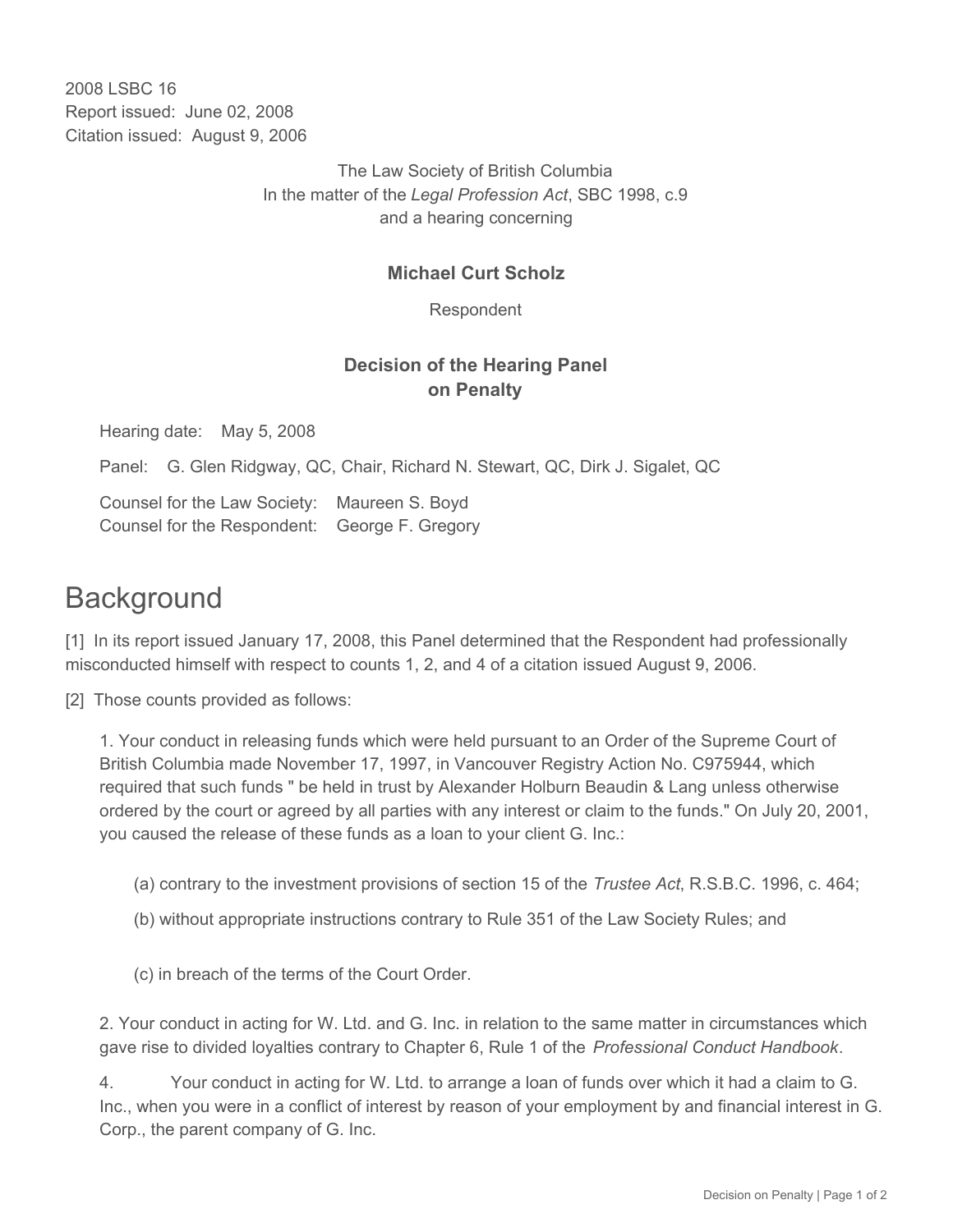2008 LSBC 16
Report issued: June 02, 2008
Citation issued: August 9, 2006

The Law Society of British Columbia
In the matter of the *Legal Profession Act*, SBC 1998, c.9
and a hearing concerning

**Michael Curt Scholz**

Respondent

**Decision of the Hearing Panel on Penalty**

Hearing date: May 5, 2008

Panel: G. Glen Ridgway, QC, Chair, Richard N. Stewart, QC, Dirk J. Sigalet, QC

Counsel for the Law Society: Maureen S. Boyd
Counsel for the Respondent: George F. Gregory

# Background

[1] In its report issued January 17, 2008, this Panel determined that the Respondent had professionally misconducted himself with respect to counts 1, 2, and 4 of a citation issued August 9, 2006.

[2] Those counts provided as follows:

> 1. Your conduct in releasing funds which were held pursuant to an Order of the Supreme Court of British Columbia made November 17, 1997, in Vancouver Registry Action No. C975944, which required that such funds " be held in trust by Alexander Holburn Beaudin & Lang unless otherwise ordered by the court or agreed by all parties with any interest or claim to the funds." On July 20, 2001, you caused the release of these funds as a loan to your client G. Inc.:
>
> > (a) contrary to the investment provisions of section 15 of the *Trustee Act*, R.S.B.C. 1996, c. 464;
> >
> > (b) without appropriate instructions contrary to Rule 351 of the Law Society Rules; and
> >
> > (c) in breach of the terms of the Court Order.
>
> 2. Your conduct in acting for W. Ltd. and G. Inc. in relation to the same matter in circumstances which gave rise to divided loyalties contrary to Chapter 6, Rule 1 of the *Professional Conduct Handbook*.
>
> 4. Your conduct in acting for W. Ltd. to arrange a loan of funds over which it had a claim to G. Inc., when you were in a conflict of interest by reason of your employment by and financial interest in G. Corp., the parent company of G. Inc.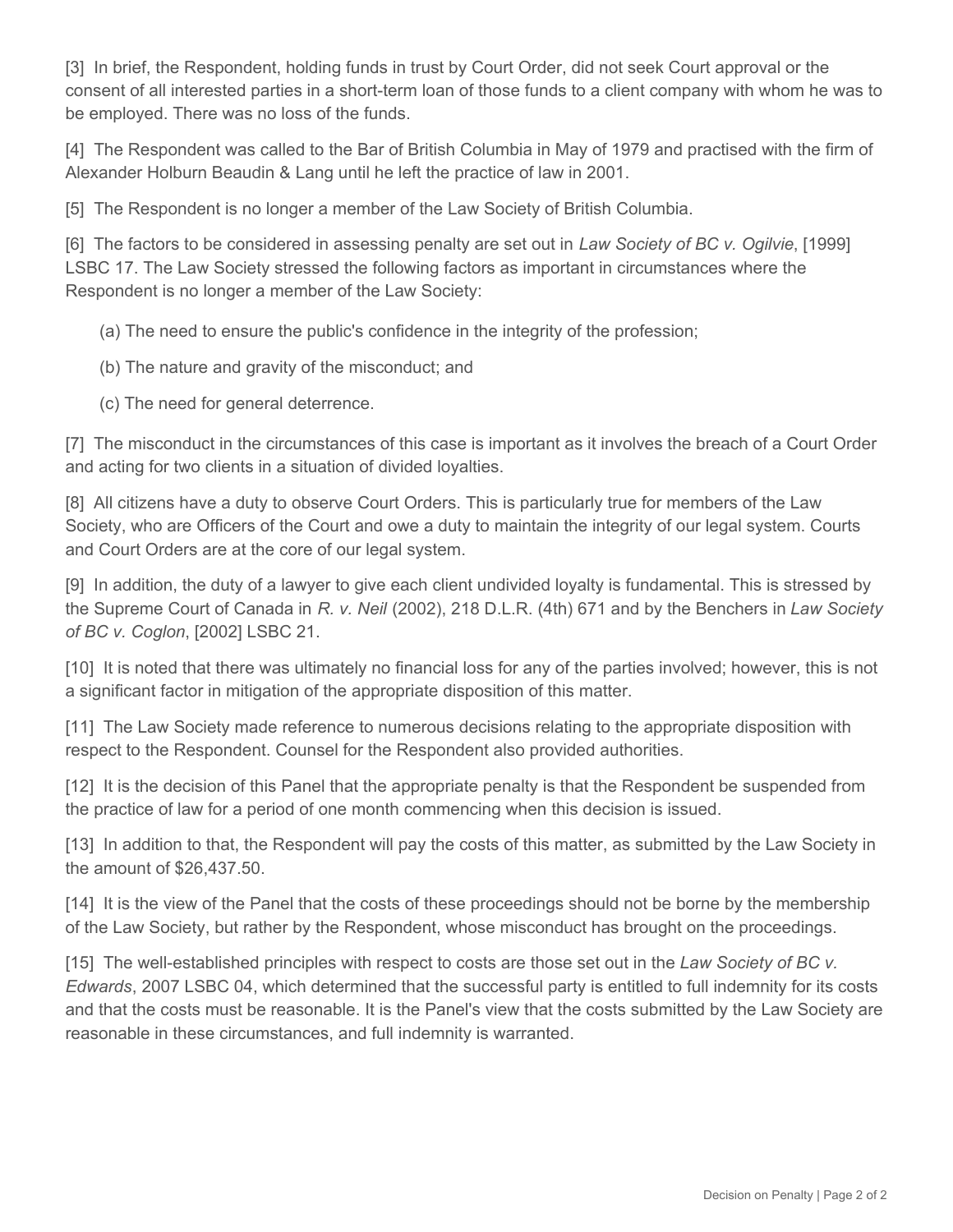[3] In brief, the Respondent, holding funds in trust by Court Order, did not seek Court approval or the consent of all interested parties in a short-term loan of those funds to a client company with whom he was to be employed. There was no loss of the funds.

[4] The Respondent was called to the Bar of British Columbia in May of 1979 and practised with the firm of Alexander Holburn Beaudin & Lang until he left the practice of law in 2001.

[5] The Respondent is no longer a member of the Law Society of British Columbia.

[6] The factors to be considered in assessing penalty are set out in *Law Society of BC v. Ogilvie*, [1999] LSBC 17. The Law Society stressed the following factors as important in circumstances where the Respondent is no longer a member of the Law Society:

(a) The need to ensure the public's confidence in the integrity of the profession;

(b) The nature and gravity of the misconduct; and

(c) The need for general deterrence.

[7] The misconduct in the circumstances of this case is important as it involves the breach of a Court Order and acting for two clients in a situation of divided loyalties.

[8] All citizens have a duty to observe Court Orders. This is particularly true for members of the Law Society, who are Officers of the Court and owe a duty to maintain the integrity of our legal system. Courts and Court Orders are at the core of our legal system.

[9] In addition, the duty of a lawyer to give each client undivided loyalty is fundamental. This is stressed by the Supreme Court of Canada in *R. v. Neil* (2002), 218 D.L.R. (4th) 671 and by the Benchers in *Law Society of BC v. Coglon*, [2002] LSBC 21.

[10] It is noted that there was ultimately no financial loss for any of the parties involved; however, this is not a significant factor in mitigation of the appropriate disposition of this matter.

[11] The Law Society made reference to numerous decisions relating to the appropriate disposition with respect to the Respondent. Counsel for the Respondent also provided authorities.

[12] It is the decision of this Panel that the appropriate penalty is that the Respondent be suspended from the practice of law for a period of one month commencing when this decision is issued.

[13] In addition to that, the Respondent will pay the costs of this matter, as submitted by the Law Society in the amount of $26,437.50.

[14] It is the view of the Panel that the costs of these proceedings should not be borne by the membership of the Law Society, but rather by the Respondent, whose misconduct has brought on the proceedings.

[15] The well-established principles with respect to costs are those set out in the *Law Society of BC v. Edwards*, 2007 LSBC 04, which determined that the successful party is entitled to full indemnity for its costs and that the costs must be reasonable. It is the Panel's view that the costs submitted by the Law Society are reasonable in these circumstances, and full indemnity is warranted.